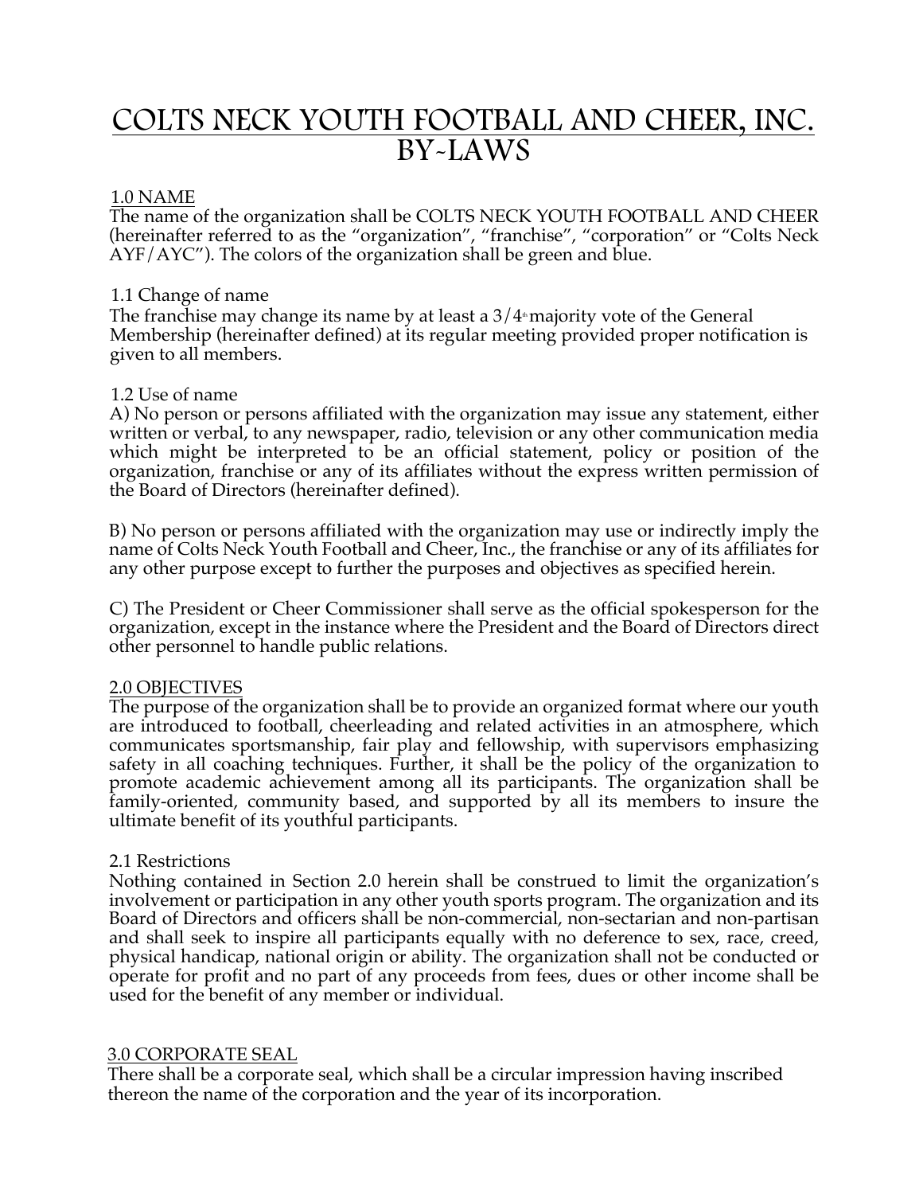# COLTS NECK YOUTH FOOTBALL AND CHEER, INC.
# BY-LAWS

## 1.0 NAME

The name of the organization shall be COLTS NECK YOUTH FOOTBALL AND CHEER (hereinafter referred to as the "organization", "franchise", "corporation" or "Colts Neck AYF/AYC"). The colors of the organization shall be green and blue.

### 1.1 Change of name

The franchise may change its name by at least a 3/4th majority vote of the General Membership (hereinafter defined) at its regular meeting provided proper notification is given to all members.

### 1.2 Use of name

A) No person or persons affiliated with the organization may issue any statement, either written or verbal, to any newspaper, radio, television or any other communication media which might be interpreted to be an official statement, policy or position of the organization, franchise or any of its affiliates without the express written permission of the Board of Directors (hereinafter defined).

B) No person or persons affiliated with the organization may use or indirectly imply the name of Colts Neck Youth Football and Cheer, Inc., the franchise or any of its affiliates for any other purpose except to further the purposes and objectives as specified herein.

C) The President or Cheer Commissioner shall serve as the official spokesperson for the organization, except in the instance where the President and the Board of Directors direct other personnel to handle public relations.

## 2.0 OBJECTIVES

The purpose of the organization shall be to provide an organized format where our youth are introduced to football, cheerleading and related activities in an atmosphere, which communicates sportsmanship, fair play and fellowship, with supervisors emphasizing safety in all coaching techniques. Further, it shall be the policy of the organization to promote academic achievement among all its participants. The organization shall be family-oriented, community based, and supported by all its members to insure the ultimate benefit of its youthful participants.

### 2.1 Restrictions

Nothing contained in Section 2.0 herein shall be construed to limit the organization's involvement or participation in any other youth sports program. The organization and its Board of Directors and officers shall be non-commercial, non-sectarian and non-partisan and shall seek to inspire all participants equally with no deference to sex, race, creed, physical handicap, national origin or ability. The organization shall not be conducted or operate for profit and no part of any proceeds from fees, dues or other income shall be used for the benefit of any member or individual.

## 3.0 CORPORATE SEAL

There shall be a corporate seal, which shall be a circular impression having inscribed thereon the name of the corporation and the year of its incorporation.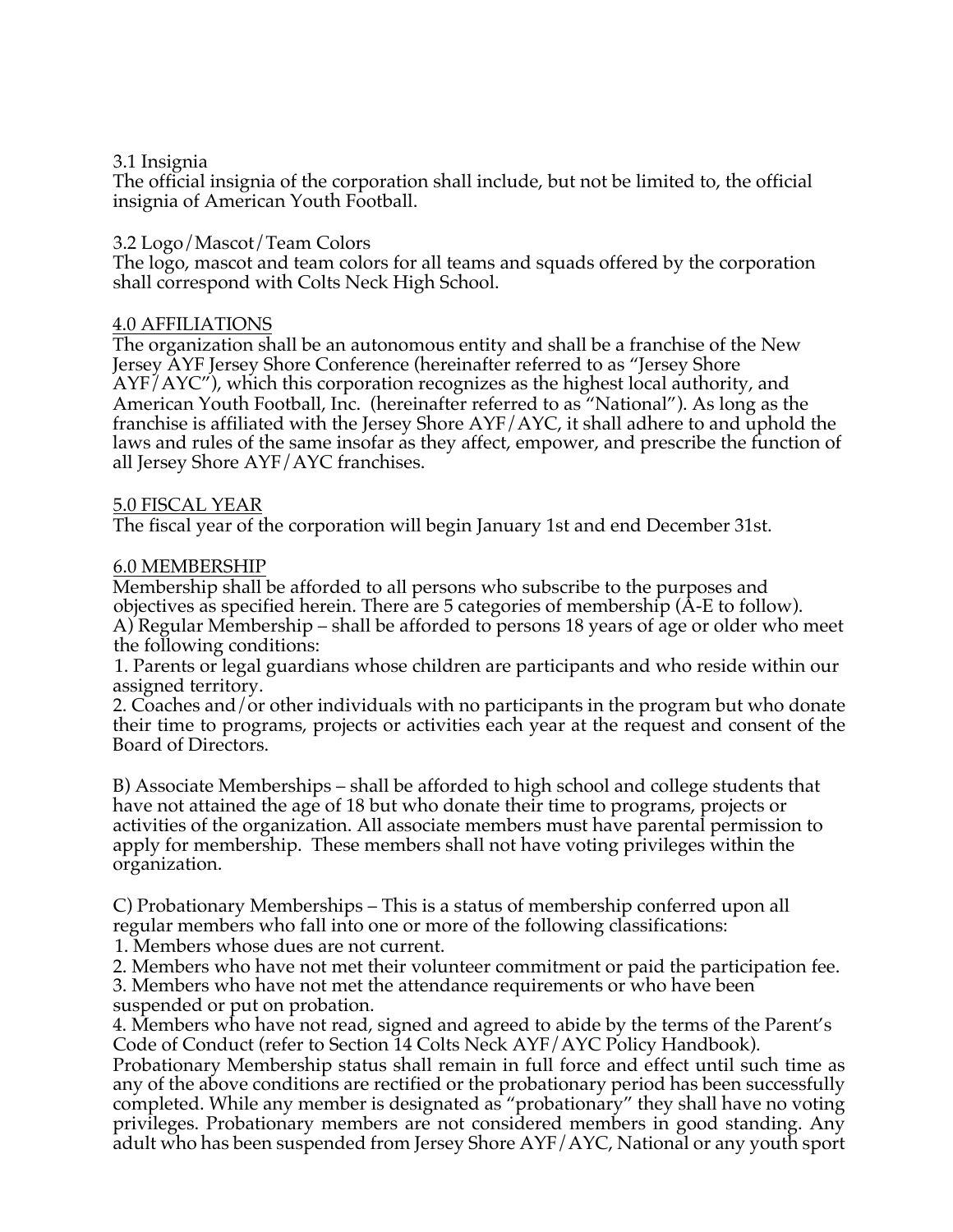3.1 Insignia

The official insignia of the corporation shall include, but not be limited to, the official insignia of American Youth Football.

3.2 Logo/Mascot/Team Colors

The logo, mascot and team colors for all teams and squads offered by the corporation shall correspond with Colts Neck High School.

## 4.0 AFFILIATIONS

The organization shall be an autonomous entity and shall be a franchise of the New Jersey AYF Jersey Shore Conference (hereinafter referred to as "Jersey Shore AYF/AYC"), which this corporation recognizes as the highest local authority, and American Youth Football, Inc. (hereinafter referred to as "National"). As long as the franchise is affiliated with the Jersey Shore AYF/AYC, it shall adhere to and uphold the laws and rules of the same insofar as they affect, empower, and prescribe the function of all Jersey Shore AYF/AYC franchises.

## 5.0 FISCAL YEAR

The fiscal year of the corporation will begin January 1st and end December 31st.

## 6.0 MEMBERSHIP

Membership shall be afforded to all persons who subscribe to the purposes and objectives as specified herein. There are 5 categories of membership (A-E to follow).

A) Regular Membership – shall be afforded to persons 18 years of age or older who meet the following conditions:

1. Parents or legal guardians whose children are participants and who reside within our assigned territory.
2. Coaches and/or other individuals with no participants in the program but who donate their time to programs, projects or activities each year at the request and consent of the Board of Directors.

B) Associate Memberships – shall be afforded to high school and college students that have not attained the age of 18 but who donate their time to programs, projects or activities of the organization. All associate members must have parental permission to apply for membership. These members shall not have voting privileges within the organization.

C) Probationary Memberships – This is a status of membership conferred upon all regular members who fall into one or more of the following classifications:

1. Members whose dues are not current.
2. Members who have not met their volunteer commitment or paid the participation fee.
3. Members who have not met the attendance requirements or who have been suspended or put on probation.
4. Members who have not read, signed and agreed to abide by the terms of the Parent's Code of Conduct (refer to Section 14 Colts Neck AYF/AYC Policy Handbook).

Probationary Membership status shall remain in full force and effect until such time as any of the above conditions are rectified or the probationary period has been successfully completed. While any member is designated as "probationary" they shall have no voting privileges. Probationary members are not considered members in good standing. Any adult who has been suspended from Jersey Shore AYF/AYC, National or any youth sport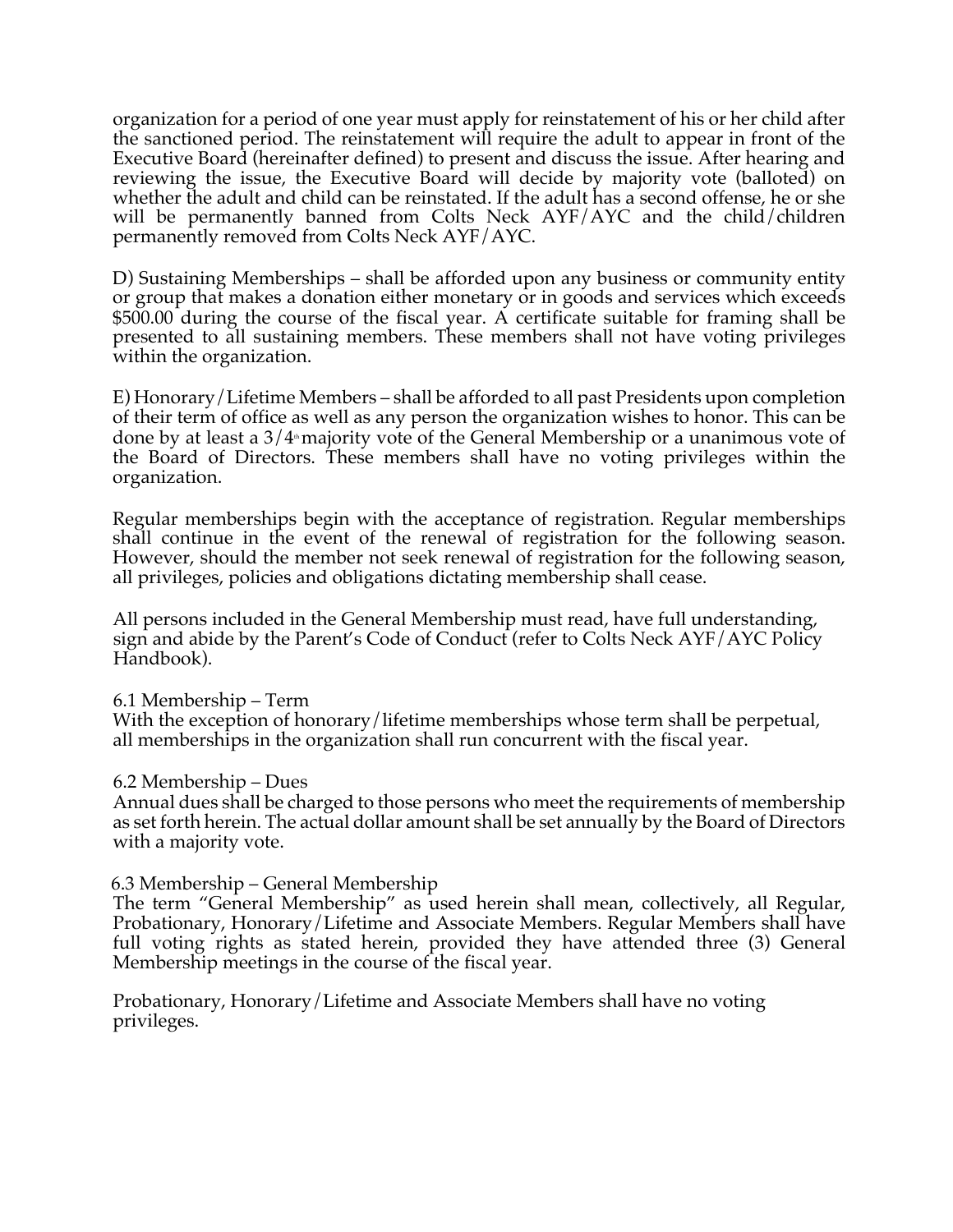organization for a period of one year must apply for reinstatement of his or her child after the sanctioned period. The reinstatement will require the adult to appear in front of the Executive Board (hereinafter defined) to present and discuss the issue. After hearing and reviewing the issue, the Executive Board will decide by majority vote (balloted) on whether the adult and child can be reinstated. If the adult has a second offense, he or she will be permanently banned from Colts Neck AYF/AYC and the child/children permanently removed from Colts Neck AYF/AYC.

D) Sustaining Memberships – shall be afforded upon any business or community entity or group that makes a donation either monetary or in goods and services which exceeds $500.00 during the course of the fiscal year. A certificate suitable for framing shall be presented to all sustaining members. These members shall not have voting privileges within the organization.

E) Honorary/Lifetime Members – shall be afforded to all past Presidents upon completion of their term of office as well as any person the organization wishes to honor. This can be done by at least a 3/4th majority vote of the General Membership or a unanimous vote of the Board of Directors. These members shall have no voting privileges within the organization.

Regular memberships begin with the acceptance of registration. Regular memberships shall continue in the event of the renewal of registration for the following season. However, should the member not seek renewal of registration for the following season, all privileges, policies and obligations dictating membership shall cease.

All persons included in the General Membership must read, have full understanding, sign and abide by the Parent's Code of Conduct (refer to Colts Neck AYF/AYC Policy Handbook).

6.1 Membership – Term
With the exception of honorary/lifetime memberships whose term shall be perpetual, all memberships in the organization shall run concurrent with the fiscal year.

6.2 Membership – Dues
Annual dues shall be charged to those persons who meet the requirements of membership as set forth herein. The actual dollar amount shall be set annually by the Board of Directors with a majority vote.

6.3 Membership – General Membership
The term "General Membership" as used herein shall mean, collectively, all Regular, Probationary, Honorary/Lifetime and Associate Members. Regular Members shall have full voting rights as stated herein, provided they have attended three (3) General Membership meetings in the course of the fiscal year.

Probationary, Honorary/Lifetime and Associate Members shall have no voting privileges.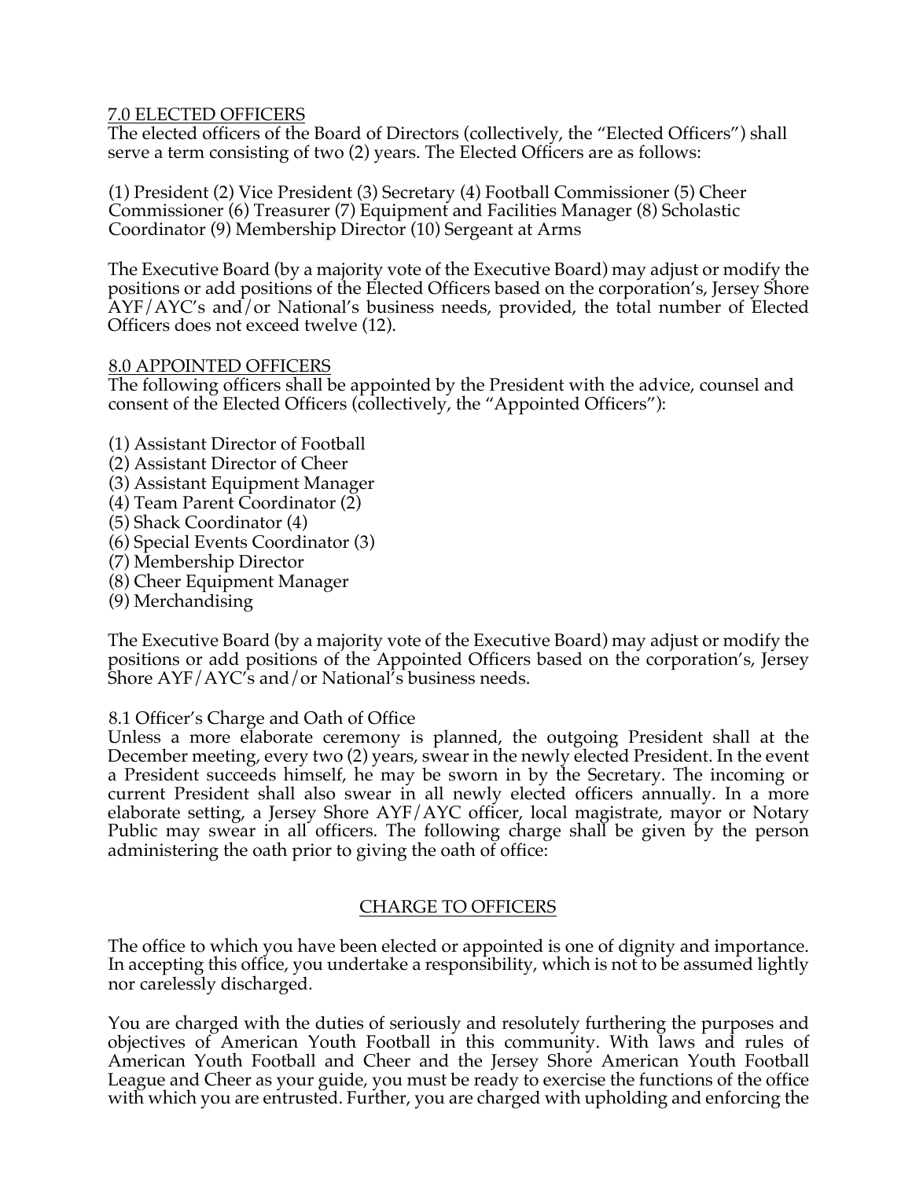## 7.0 ELECTED OFFICERS

The elected officers of the Board of Directors (collectively, the "Elected Officers") shall serve a term consisting of two (2) years. The Elected Officers are as follows:

(1) President (2) Vice President (3) Secretary (4) Football Commissioner (5) Cheer Commissioner (6) Treasurer (7) Equipment and Facilities Manager (8) Scholastic Coordinator (9) Membership Director (10) Sergeant at Arms

The Executive Board (by a majority vote of the Executive Board) may adjust or modify the positions or add positions of the Elected Officers based on the corporation's, Jersey Shore AYF/AYC's and/or National's business needs, provided, the total number of Elected Officers does not exceed twelve (12).

## 8.0 APPOINTED OFFICERS

The following officers shall be appointed by the President with the advice, counsel and consent of the Elected Officers (collectively, the "Appointed Officers"):

(1) Assistant Director of Football
(2) Assistant Director of Cheer
(3) Assistant Equipment Manager
(4) Team Parent Coordinator (2)
(5) Shack Coordinator (4)
(6) Special Events Coordinator (3)
(7) Membership Director
(8) Cheer Equipment Manager
(9) Merchandising

The Executive Board (by a majority vote of the Executive Board) may adjust or modify the positions or add positions of the Appointed Officers based on the corporation's, Jersey Shore AYF/AYC's and/or National's business needs.

### 8.1 Officer's Charge and Oath of Office

Unless a more elaborate ceremony is planned, the outgoing President shall at the December meeting, every two (2) years, swear in the newly elected President. In the event a President succeeds himself, he may be sworn in by the Secretary. The incoming or current President shall also swear in all newly elected officers annually. In a more elaborate setting, a Jersey Shore AYF/AYC officer, local magistrate, mayor or Notary Public may swear in all officers. The following charge shall be given by the person administering the oath prior to giving the oath of office:

## CHARGE TO OFFICERS

The office to which you have been elected or appointed is one of dignity and importance. In accepting this office, you undertake a responsibility, which is not to be assumed lightly nor carelessly discharged.

You are charged with the duties of seriously and resolutely furthering the purposes and objectives of American Youth Football in this community. With laws and rules of American Youth Football and Cheer and the Jersey Shore American Youth Football League and Cheer as your guide, you must be ready to exercise the functions of the office with which you are entrusted. Further, you are charged with upholding and enforcing the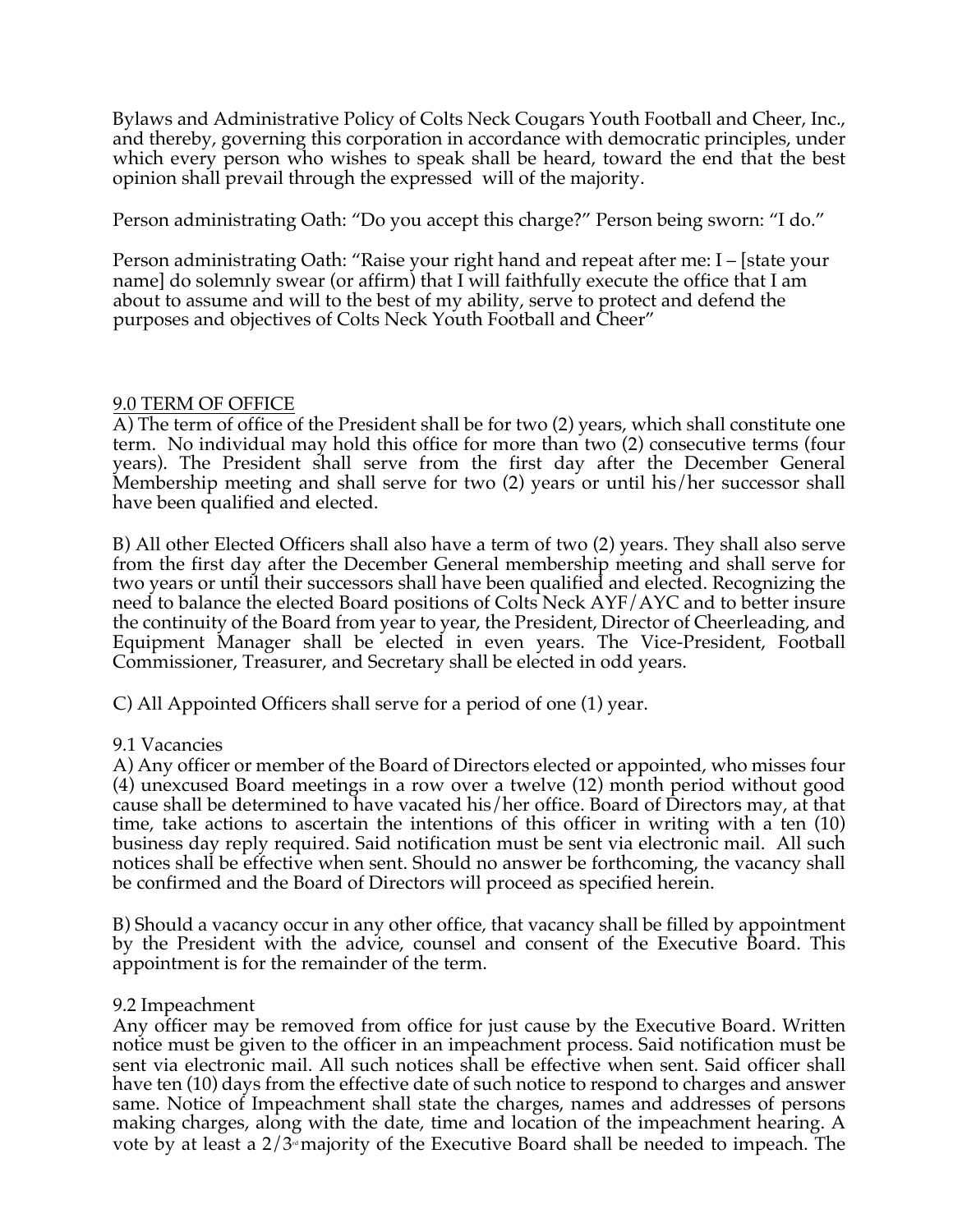Bylaws and Administrative Policy of Colts Neck Cougars Youth Football and Cheer, Inc., and thereby, governing this corporation in accordance with democratic principles, under which every person who wishes to speak shall be heard, toward the end that the best opinion shall prevail through the expressed will of the majority.

Person administrating Oath: "Do you accept this charge?" Person being sworn: "I do."

Person administrating Oath: "Raise your right hand and repeat after me: I – [state your name] do solemnly swear (or affirm) that I will faithfully execute the office that I am about to assume and will to the best of my ability, serve to protect and defend the purposes and objectives of Colts Neck Youth Football and Cheer"

## 9.0 TERM OF OFFICE

A) The term of office of the President shall be for two (2) years, which shall constitute one term. No individual may hold this office for more than two (2) consecutive terms (four years). The President shall serve from the first day after the December General Membership meeting and shall serve for two (2) years or until his/her successor shall have been qualified and elected.

B) All other Elected Officers shall also have a term of two (2) years. They shall also serve from the first day after the December General membership meeting and shall serve for two years or until their successors shall have been qualified and elected. Recognizing the need to balance the elected Board positions of Colts Neck AYF/AYC and to better insure the continuity of the Board from year to year, the President, Director of Cheerleading, and Equipment Manager shall be elected in even years. The Vice-President, Football Commissioner, Treasurer, and Secretary shall be elected in odd years.

C) All Appointed Officers shall serve for a period of one (1) year.

### 9.1 Vacancies

A) Any officer or member of the Board of Directors elected or appointed, who misses four (4) unexcused Board meetings in a row over a twelve (12) month period without good cause shall be determined to have vacated his/her office. Board of Directors may, at that time, take actions to ascertain the intentions of this officer in writing with a ten (10) business day reply required. Said notification must be sent via electronic mail. All such notices shall be effective when sent. Should no answer be forthcoming, the vacancy shall be confirmed and the Board of Directors will proceed as specified herein.

B) Should a vacancy occur in any other office, that vacancy shall be filled by appointment by the President with the advice, counsel and consent of the Executive Board. This appointment is for the remainder of the term.

### 9.2 Impeachment

Any officer may be removed from office for just cause by the Executive Board. Written notice must be given to the officer in an impeachment process. Said notification must be sent via electronic mail. All such notices shall be effective when sent. Said officer shall have ten (10) days from the effective date of such notice to respond to charges and answer same. Notice of Impeachment shall state the charges, names and addresses of persons making charges, along with the date, time and location of the impeachment hearing. A vote by at least a 2/3rd majority of the Executive Board shall be needed to impeach. The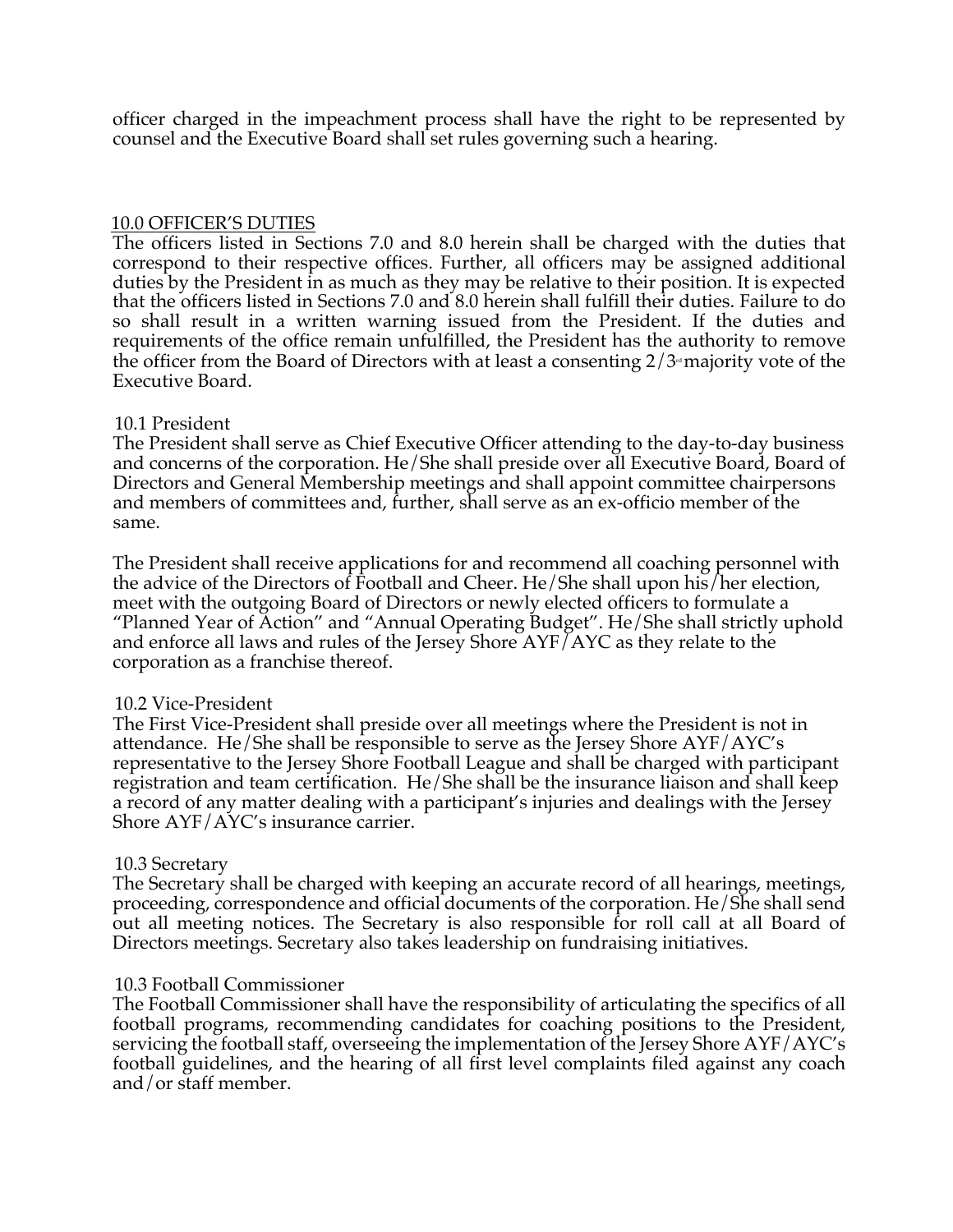officer charged in the impeachment process shall have the right to be represented by counsel and the Executive Board shall set rules governing such a hearing.

## 10.0 OFFICER'S DUTIES

The officers listed in Sections 7.0 and 8.0 herein shall be charged with the duties that correspond to their respective offices. Further, all officers may be assigned additional duties by the President in as much as they may be relative to their position. It is expected that the officers listed in Sections 7.0 and 8.0 herein shall fulfill their duties. Failure to do so shall result in a written warning issued from the President. If the duties and requirements of the office remain unfulfilled, the President has the authority to remove the officer from the Board of Directors with at least a consenting 2/3rd majority vote of the Executive Board.

### 10.1 President

The President shall serve as Chief Executive Officer attending to the day-to-day business and concerns of the corporation. He/She shall preside over all Executive Board, Board of Directors and General Membership meetings and shall appoint committee chairpersons and members of committees and, further, shall serve as an ex-officio member of the same.

The President shall receive applications for and recommend all coaching personnel with the advice of the Directors of Football and Cheer. He/She shall upon his/her election, meet with the outgoing Board of Directors or newly elected officers to formulate a "Planned Year of Action" and "Annual Operating Budget". He/She shall strictly uphold and enforce all laws and rules of the Jersey Shore AYF/AYC as they relate to the corporation as a franchise thereof.

### 10.2 Vice-President

The First Vice-President shall preside over all meetings where the President is not in attendance. He/She shall be responsible to serve as the Jersey Shore AYF/AYC's representative to the Jersey Shore Football League and shall be charged with participant registration and team certification. He/She shall be the insurance liaison and shall keep a record of any matter dealing with a participant's injuries and dealings with the Jersey Shore AYF/AYC's insurance carrier.

### 10.3 Secretary

The Secretary shall be charged with keeping an accurate record of all hearings, meetings, proceeding, correspondence and official documents of the corporation. He/She shall send out all meeting notices. The Secretary is also responsible for roll call at all Board of Directors meetings. Secretary also takes leadership on fundraising initiatives.

### 10.3 Football Commissioner

The Football Commissioner shall have the responsibility of articulating the specifics of all football programs, recommending candidates for coaching positions to the President, servicing the football staff, overseeing the implementation of the Jersey Shore AYF/AYC's football guidelines, and the hearing of all first level complaints filed against any coach and/or staff member.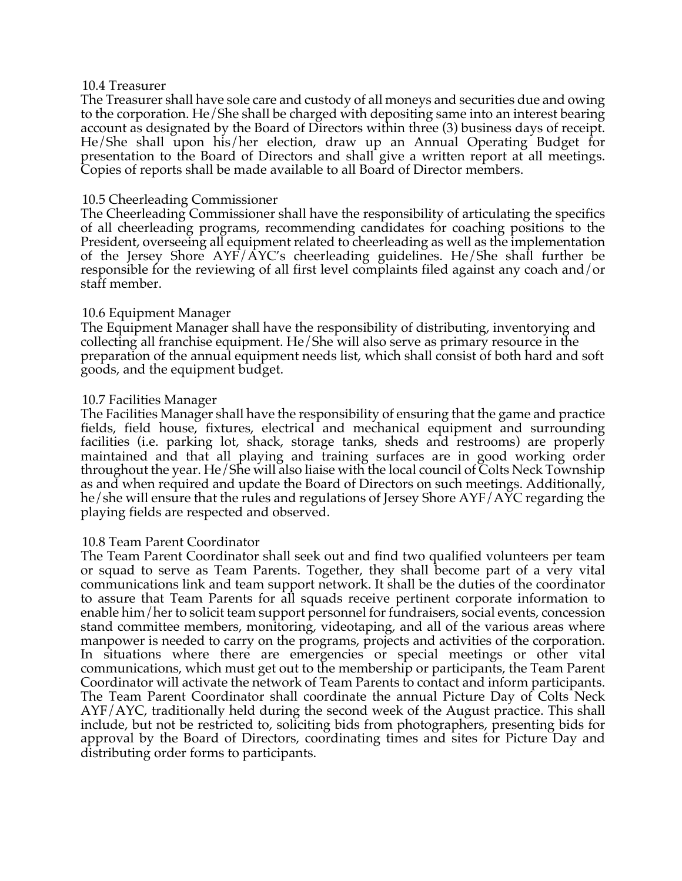### 10.4 Treasurer

The Treasurer shall have sole care and custody of all moneys and securities due and owing to the corporation. He/She shall be charged with depositing same into an interest bearing account as designated by the Board of Directors within three (3) business days of receipt. He/She shall upon his/her election, draw up an Annual Operating Budget for presentation to the Board of Directors and shall give a written report at all meetings. Copies of reports shall be made available to all Board of Director members.

### 10.5 Cheerleading Commissioner

The Cheerleading Commissioner shall have the responsibility of articulating the specifics of all cheerleading programs, recommending candidates for coaching positions to the President, overseeing all equipment related to cheerleading as well as the implementation of the Jersey Shore AYF/AYC's cheerleading guidelines. He/She shall further be responsible for the reviewing of all first level complaints filed against any coach and/or staff member.

### 10.6 Equipment Manager

The Equipment Manager shall have the responsibility of distributing, inventorying and collecting all franchise equipment. He/She will also serve as primary resource in the preparation of the annual equipment needs list, which shall consist of both hard and soft goods, and the equipment budget.

### 10.7 Facilities Manager

The Facilities Manager shall have the responsibility of ensuring that the game and practice fields, field house, fixtures, electrical and mechanical equipment and surrounding facilities (i.e. parking lot, shack, storage tanks, sheds and restrooms) are properly maintained and that all playing and training surfaces are in good working order throughout the year. He/She will also liaise with the local council of Colts Neck Township as and when required and update the Board of Directors on such meetings. Additionally, he/she will ensure that the rules and regulations of Jersey Shore AYF/AYC regarding the playing fields are respected and observed.

### 10.8 Team Parent Coordinator

The Team Parent Coordinator shall seek out and find two qualified volunteers per team or squad to serve as Team Parents. Together, they shall become part of a very vital communications link and team support network. It shall be the duties of the coordinator to assure that Team Parents for all squads receive pertinent corporate information to enable him/her to solicit team support personnel for fundraisers, social events, concession stand committee members, monitoring, videotaping, and all of the various areas where manpower is needed to carry on the programs, projects and activities of the corporation. In situations where there are emergencies or special meetings or other vital communications, which must get out to the membership or participants, the Team Parent Coordinator will activate the network of Team Parents to contact and inform participants. The Team Parent Coordinator shall coordinate the annual Picture Day of Colts Neck AYF/AYC, traditionally held during the second week of the August practice. This shall include, but not be restricted to, soliciting bids from photographers, presenting bids for approval by the Board of Directors, coordinating times and sites for Picture Day and distributing order forms to participants.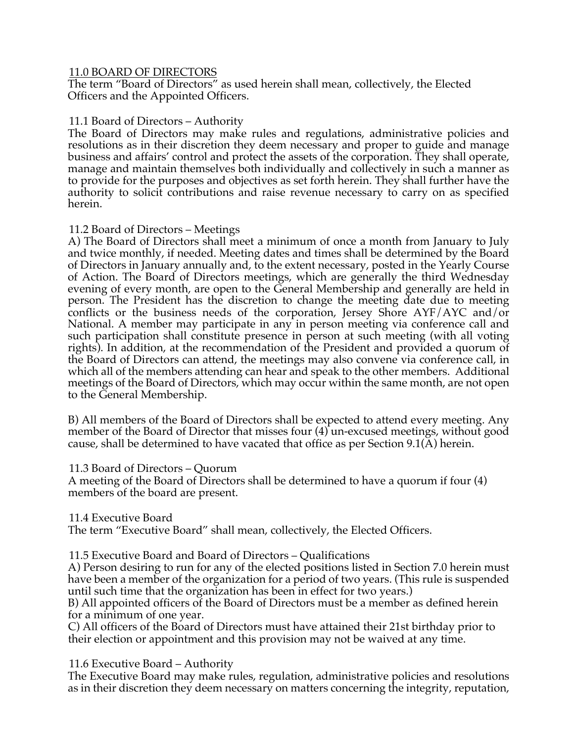## 11.0 BOARD OF DIRECTORS

The term "Board of Directors" as used herein shall mean, collectively, the Elected Officers and the Appointed Officers.

### 11.1 Board of Directors – Authority

The Board of Directors may make rules and regulations, administrative policies and resolutions as in their discretion they deem necessary and proper to guide and manage business and affairs' control and protect the assets of the corporation. They shall operate, manage and maintain themselves both individually and collectively in such a manner as to provide for the purposes and objectives as set forth herein. They shall further have the authority to solicit contributions and raise revenue necessary to carry on as specified herein.

### 11.2 Board of Directors – Meetings

A) The Board of Directors shall meet a minimum of once a month from January to July and twice monthly, if needed. Meeting dates and times shall be determined by the Board of Directors in January annually and, to the extent necessary, posted in the Yearly Course of Action. The Board of Directors meetings, which are generally the third Wednesday evening of every month, are open to the General Membership and generally are held in person. The President has the discretion to change the meeting date due to meeting conflicts or the business needs of the corporation, Jersey Shore AYF/AYC and/or National. A member may participate in any in person meeting via conference call and such participation shall constitute presence in person at such meeting (with all voting rights). In addition, at the recommendation of the President and provided a quorum of the Board of Directors can attend, the meetings may also convene via conference call, in which all of the members attending can hear and speak to the other members. Additional meetings of the Board of Directors, which may occur within the same month, are not open to the General Membership.

B) All members of the Board of Directors shall be expected to attend every meeting. Any member of the Board of Director that misses four (4) un-excused meetings, without good cause, shall be determined to have vacated that office as per Section 9.1(A) herein.

### 11.3 Board of Directors – Quorum

A meeting of the Board of Directors shall be determined to have a quorum if four (4) members of the board are present.

### 11.4 Executive Board

The term "Executive Board" shall mean, collectively, the Elected Officers.

### 11.5 Executive Board and Board of Directors – Qualifications

A) Person desiring to run for any of the elected positions listed in Section 7.0 herein must have been a member of the organization for a period of two years. (This rule is suspended until such time that the organization has been in effect for two years.)

B) All appointed officers of the Board of Directors must be a member as defined herein for a minimum of one year.

C) All officers of the Board of Directors must have attained their 21st birthday prior to their election or appointment and this provision may not be waived at any time.

### 11.6 Executive Board – Authority

The Executive Board may make rules, regulation, administrative policies and resolutions as in their discretion they deem necessary on matters concerning the integrity, reputation,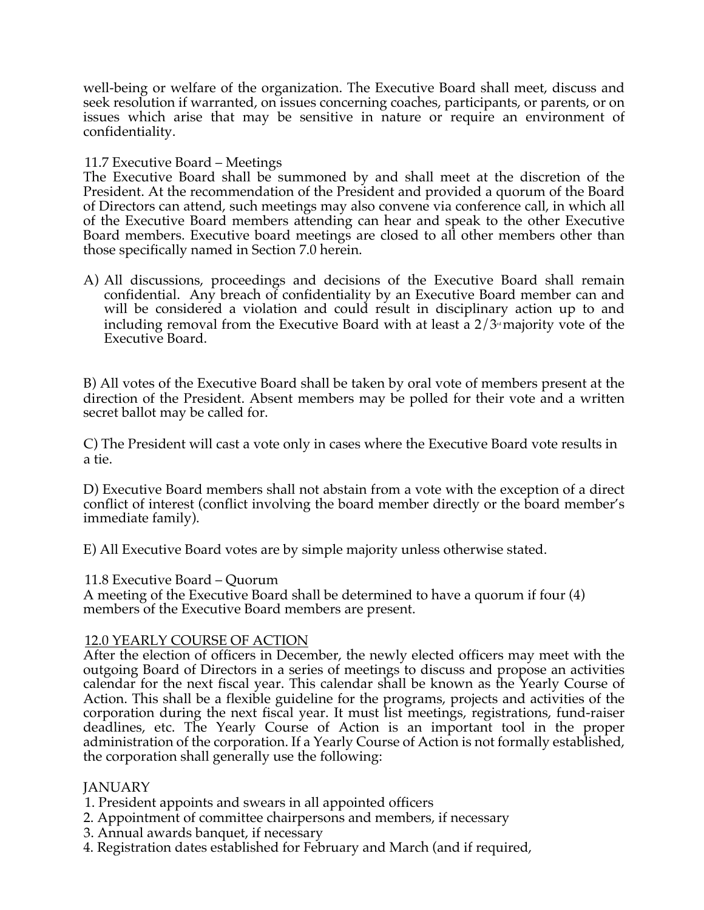well-being or welfare of the organization. The Executive Board shall meet, discuss and seek resolution if warranted, on issues concerning coaches, participants, or parents, or on issues which arise that may be sensitive in nature or require an environment of confidentiality.

11.7 Executive Board – Meetings

The Executive Board shall be summoned by and shall meet at the discretion of the President. At the recommendation of the President and provided a quorum of the Board of Directors can attend, such meetings may also convene via conference call, in which all of the Executive Board members attending can hear and speak to the other Executive Board members. Executive board meetings are closed to all other members other than those specifically named in Section 7.0 herein.

A) All discussions, proceedings and decisions of the Executive Board shall remain confidential. Any breach of confidentiality by an Executive Board member can and will be considered a violation and could result in disciplinary action up to and including removal from the Executive Board with at least a 2/3rd majority vote of the Executive Board.

B) All votes of the Executive Board shall be taken by oral vote of members present at the direction of the President. Absent members may be polled for their vote and a written secret ballot may be called for.

C) The President will cast a vote only in cases where the Executive Board vote results in a tie.

D) Executive Board members shall not abstain from a vote with the exception of a direct conflict of interest (conflict involving the board member directly or the board member's immediate family).

E) All Executive Board votes are by simple majority unless otherwise stated.

11.8 Executive Board – Quorum

A meeting of the Executive Board shall be determined to have a quorum if four (4) members of the Executive Board members are present.

## 12.0 YEARLY COURSE OF ACTION

After the election of officers in December, the newly elected officers may meet with the outgoing Board of Directors in a series of meetings to discuss and propose an activities calendar for the next fiscal year. This calendar shall be known as the Yearly Course of Action. This shall be a flexible guideline for the programs, projects and activities of the corporation during the next fiscal year. It must list meetings, registrations, fund-raiser deadlines, etc. The Yearly Course of Action is an important tool in the proper administration of the corporation. If a Yearly Course of Action is not formally established, the corporation shall generally use the following:

JANUARY

1. President appoints and swears in all appointed officers
2. Appointment of committee chairpersons and members, if necessary
3. Annual awards banquet, if necessary
4. Registration dates established for February and March (and if required,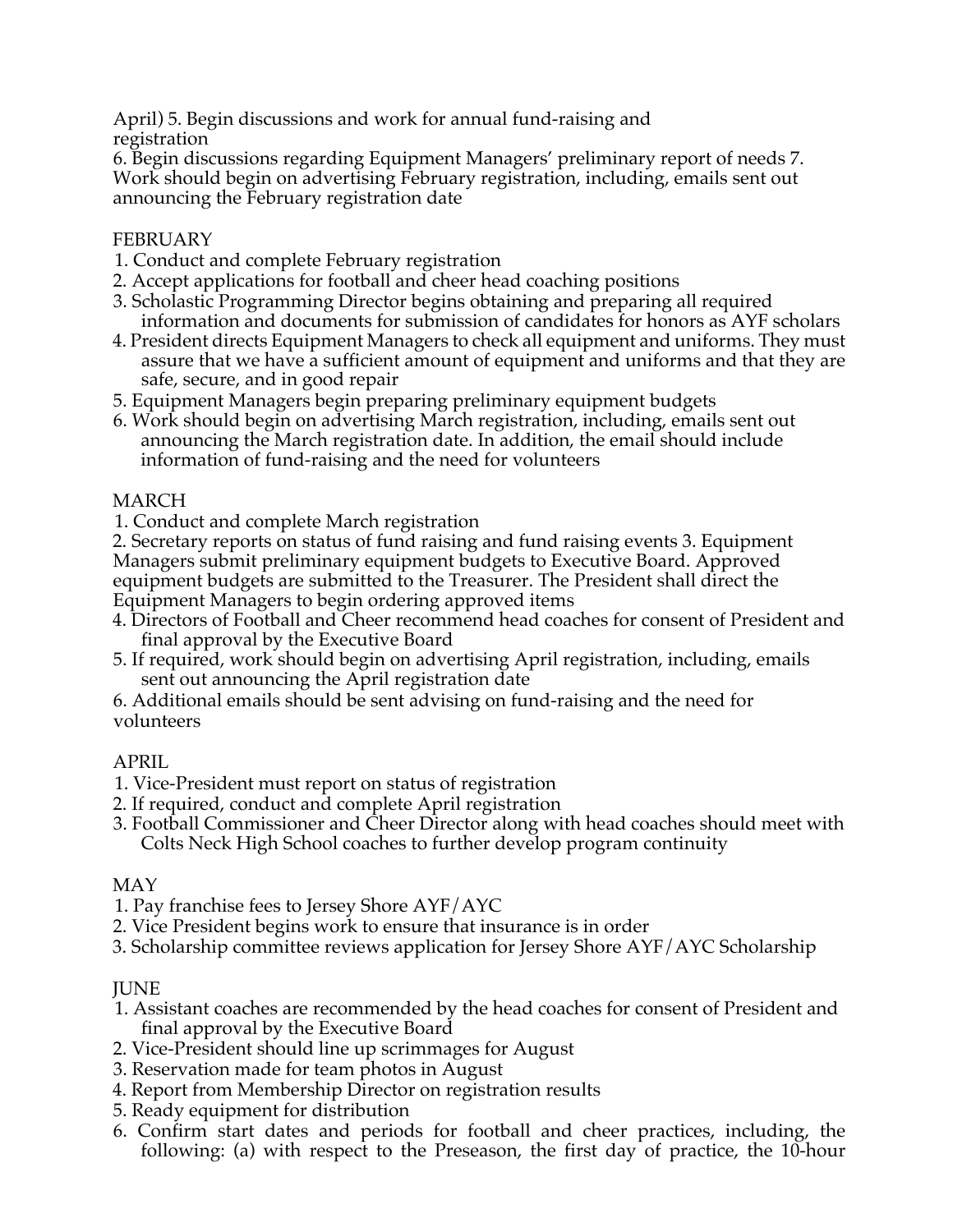April) 5. Begin discussions and work for annual fund-raising and registration

6. Begin discussions regarding Equipment Managers' preliminary report of needs 7. Work should begin on advertising February registration, including, emails sent out announcing the February registration date

FEBRUARY

1. Conduct and complete February registration
2. Accept applications for football and cheer head coaching positions
3. Scholastic Programming Director begins obtaining and preparing all required information and documents for submission of candidates for honors as AYF scholars
4. President directs Equipment Managers to check all equipment and uniforms. They must assure that we have a sufficient amount of equipment and uniforms and that they are safe, secure, and in good repair
5. Equipment Managers begin preparing preliminary equipment budgets
6. Work should begin on advertising March registration, including, emails sent out announcing the March registration date. In addition, the email should include information of fund-raising and the need for volunteers

MARCH

1. Conduct and complete March registration
2. Secretary reports on status of fund raising and fund raising events 3. Equipment Managers submit preliminary equipment budgets to Executive Board. Approved equipment budgets are submitted to the Treasurer. The President shall direct the Equipment Managers to begin ordering approved items
4. Directors of Football and Cheer recommend head coaches for consent of President and final approval by the Executive Board
5. If required, work should begin on advertising April registration, including, emails sent out announcing the April registration date
6. Additional emails should be sent advising on fund-raising and the need for volunteers

APRIL

1. Vice-President must report on status of registration
2. If required, conduct and complete April registration
3. Football Commissioner and Cheer Director along with head coaches should meet with Colts Neck High School coaches to further develop program continuity

MAY

1. Pay franchise fees to Jersey Shore AYF/AYC
2. Vice President begins work to ensure that insurance is in order
3. Scholarship committee reviews application for Jersey Shore AYF/AYC Scholarship

JUNE

1. Assistant coaches are recommended by the head coaches for consent of President and final approval by the Executive Board
2. Vice-President should line up scrimmages for August
3. Reservation made for team photos in August
4. Report from Membership Director on registration results
5. Ready equipment for distribution
6. Confirm start dates and periods for football and cheer practices, including, the following: (a) with respect to the Preseason, the first day of practice, the 10-hour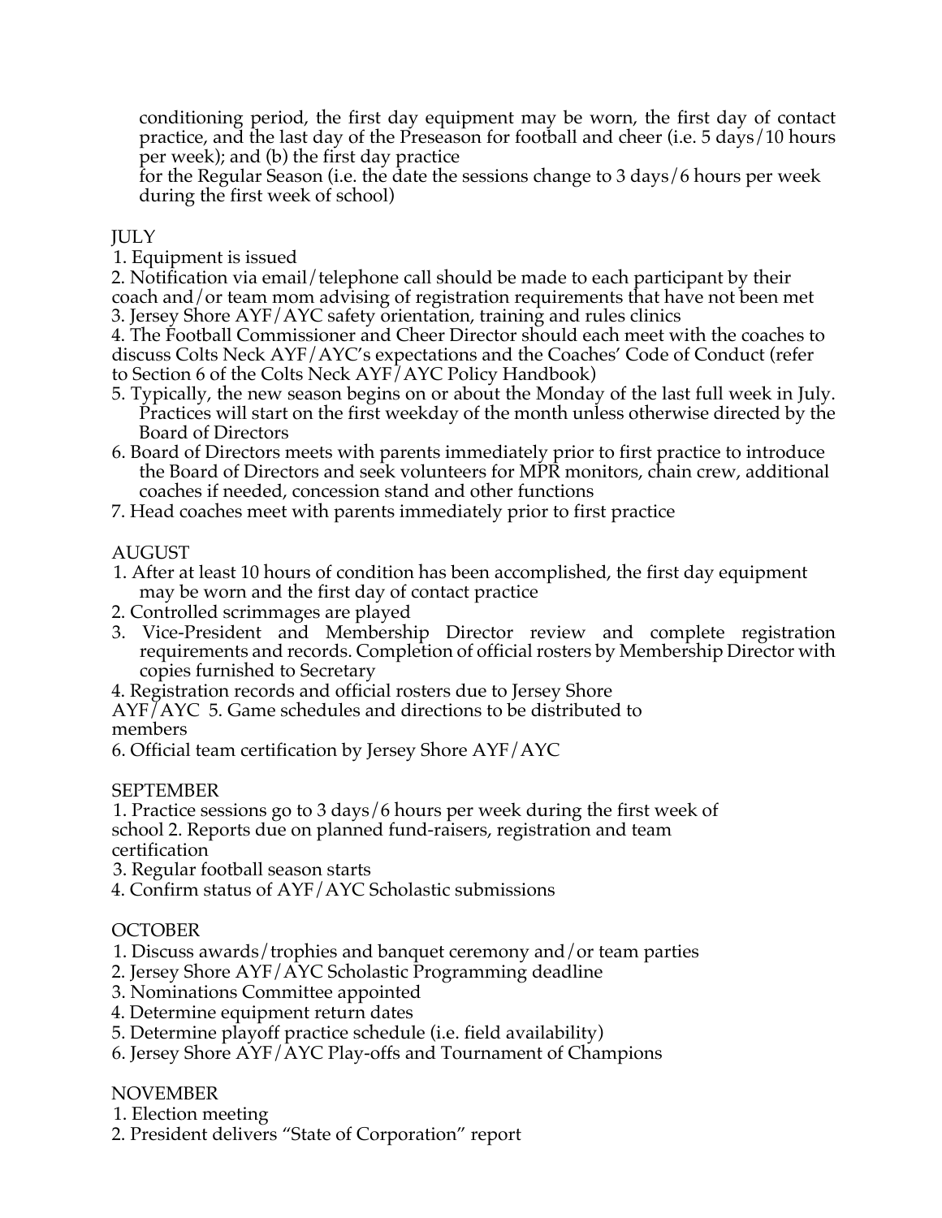conditioning period, the first day equipment may be worn, the first day of contact practice, and the last day of the Preseason for football and cheer (i.e. 5 days/10 hours per week); and (b) the first day practice for the Regular Season (i.e. the date the sessions change to 3 days/6 hours per week during the first week of school)

JULY

1. Equipment is issued
2. Notification via email/telephone call should be made to each participant by their coach and/or team mom advising of registration requirements that have not been met
3. Jersey Shore AYF/AYC safety orientation, training and rules clinics
4. The Football Commissioner and Cheer Director should each meet with the coaches to discuss Colts Neck AYF/AYC's expectations and the Coaches' Code of Conduct (refer to Section 6 of the Colts Neck AYF/AYC Policy Handbook)
5. Typically, the new season begins on or about the Monday of the last full week in July. Practices will start on the first weekday of the month unless otherwise directed by the Board of Directors
6. Board of Directors meets with parents immediately prior to first practice to introduce the Board of Directors and seek volunteers for MPR monitors, chain crew, additional coaches if needed, concession stand and other functions
7. Head coaches meet with parents immediately prior to first practice

AUGUST

1. After at least 10 hours of condition has been accomplished, the first day equipment may be worn and the first day of contact practice
2. Controlled scrimmages are played
3. Vice-President and Membership Director review and complete registration requirements and records. Completion of official rosters by Membership Director with copies furnished to Secretary
4. Registration records and official rosters due to Jersey Shore AYF/AYC
5. Game schedules and directions to be distributed to members
6. Official team certification by Jersey Shore AYF/AYC

SEPTEMBER

1. Practice sessions go to 3 days/6 hours per week during the first week of school
2. Reports due on planned fund-raisers, registration and team certification
3. Regular football season starts
4. Confirm status of AYF/AYC Scholastic submissions

OCTOBER

1. Discuss awards/trophies and banquet ceremony and/or team parties
2. Jersey Shore AYF/AYC Scholastic Programming deadline
3. Nominations Committee appointed
4. Determine equipment return dates
5. Determine playoff practice schedule (i.e. field availability)
6. Jersey Shore AYF/AYC Play-offs and Tournament of Champions

NOVEMBER

1. Election meeting
2. President delivers "State of Corporation" report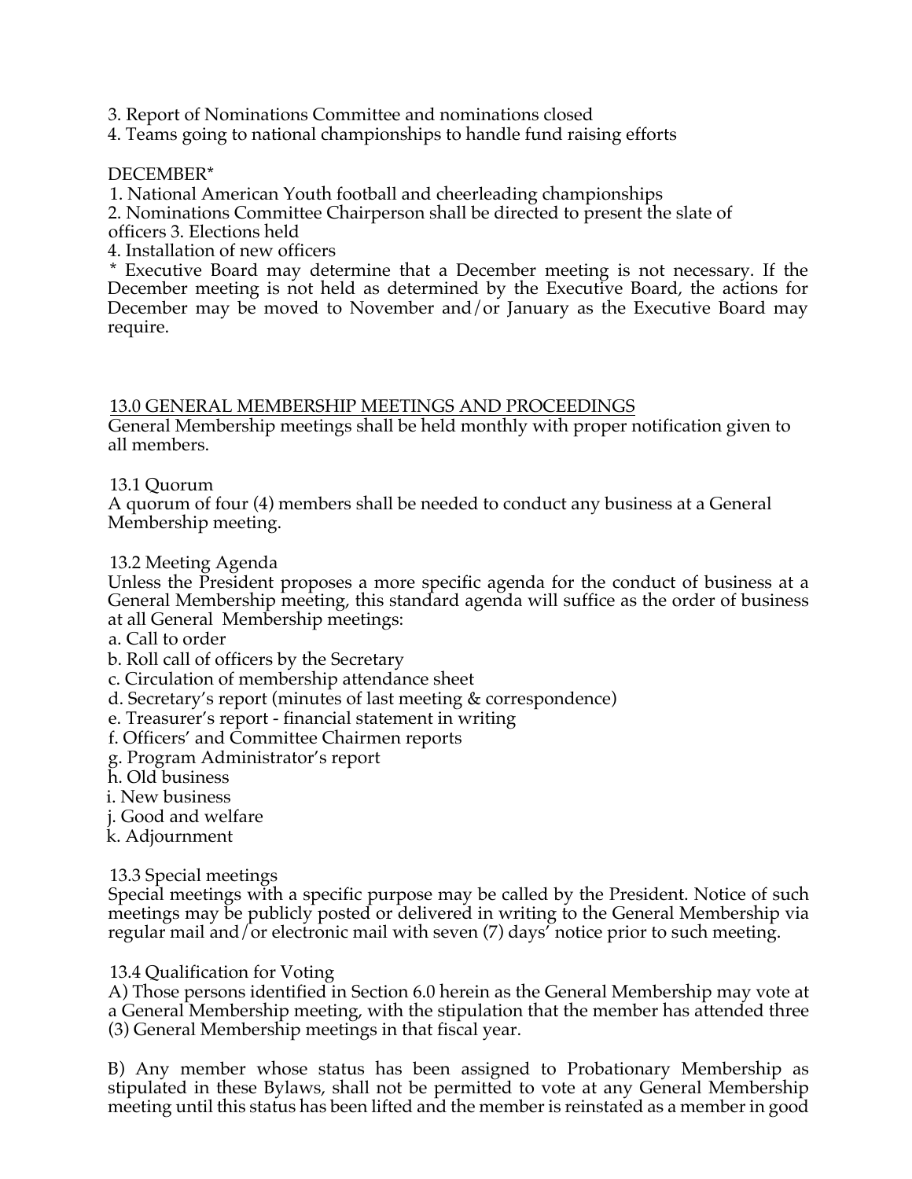3. Report of Nominations Committee and nominations closed
4. Teams going to national championships to handle fund raising efforts

DECEMBER*
1. National American Youth football and cheerleading championships
2. Nominations Committee Chairperson shall be directed to present the slate of officers 3. Elections held
4. Installation of new officers

* Executive Board may determine that a December meeting is not necessary. If the December meeting is not held as determined by the Executive Board, the actions for December may be moved to November and/or January as the Executive Board may require.

## 13.0 GENERAL MEMBERSHIP MEETINGS AND PROCEEDINGS

General Membership meetings shall be held monthly with proper notification given to all members.

### 13.1 Quorum

A quorum of four (4) members shall be needed to conduct any business at a General Membership meeting.

### 13.2 Meeting Agenda

Unless the President proposes a more specific agenda for the conduct of business at a General Membership meeting, this standard agenda will suffice as the order of business at all General Membership meetings:

a. Call to order
b. Roll call of officers by the Secretary
c. Circulation of membership attendance sheet
d. Secretary's report (minutes of last meeting & correspondence)
e. Treasurer's report - financial statement in writing
f. Officers' and Committee Chairmen reports
g. Program Administrator's report
h. Old business
i. New business
j. Good and welfare
k. Adjournment

### 13.3 Special meetings

Special meetings with a specific purpose may be called by the President. Notice of such meetings may be publicly posted or delivered in writing to the General Membership via regular mail and/or electronic mail with seven (7) days' notice prior to such meeting.

### 13.4 Qualification for Voting

A) Those persons identified in Section 6.0 herein as the General Membership may vote at a General Membership meeting, with the stipulation that the member has attended three (3) General Membership meetings in that fiscal year.

B) Any member whose status has been assigned to Probationary Membership as stipulated in these Bylaws, shall not be permitted to vote at any General Membership meeting until this status has been lifted and the member is reinstated as a member in good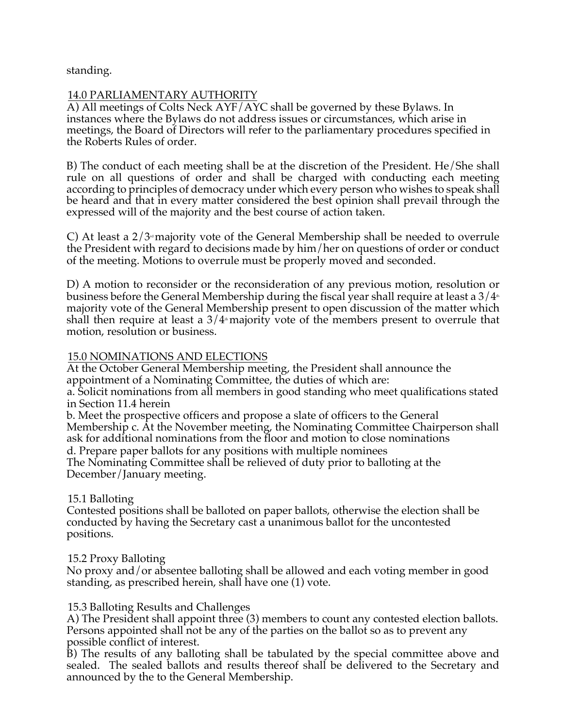standing.

## 14.0 PARLIAMENTARY AUTHORITY

A) All meetings of Colts Neck AYF/AYC shall be governed by these Bylaws. In instances where the Bylaws do not address issues or circumstances, which arise in meetings, the Board of Directors will refer to the parliamentary procedures specified in the Roberts Rules of order.

B) The conduct of each meeting shall be at the discretion of the President. He/She shall rule on all questions of order and shall be charged with conducting each meeting according to principles of democracy under which every person who wishes to speak shall be heard and that in every matter considered the best opinion shall prevail through the expressed will of the majority and the best course of action taken.

C) At least a 2/3rd majority vote of the General Membership shall be needed to overrule the President with regard to decisions made by him/her on questions of order or conduct of the meeting. Motions to overrule must be properly moved and seconded.

D) A motion to reconsider or the reconsideration of any previous motion, resolution or business before the General Membership during the fiscal year shall require at least a 3/4th majority vote of the General Membership present to open discussion of the matter which shall then require at least a 3/4th majority vote of the members present to overrule that motion, resolution or business.

## 15.0 NOMINATIONS AND ELECTIONS

At the October General Membership meeting, the President shall announce the appointment of a Nominating Committee, the duties of which are:

a. Solicit nominations from all members in good standing who meet qualifications stated in Section 11.4 herein

b. Meet the prospective officers and propose a slate of officers to the General Membership c. At the November meeting, the Nominating Committee Chairperson shall ask for additional nominations from the floor and motion to close nominations

d. Prepare paper ballots for any positions with multiple nominees

The Nominating Committee shall be relieved of duty prior to balloting at the December/January meeting.

### 15.1 Balloting

Contested positions shall be balloted on paper ballots, otherwise the election shall be conducted by having the Secretary cast a unanimous ballot for the uncontested positions.

### 15.2 Proxy Balloting

No proxy and/or absentee balloting shall be allowed and each voting member in good standing, as prescribed herein, shall have one (1) vote.

### 15.3 Balloting Results and Challenges

A) The President shall appoint three (3) members to count any contested election ballots. Persons appointed shall not be any of the parties on the ballot so as to prevent any possible conflict of interest.

B) The results of any balloting shall be tabulated by the special committee above and sealed. The sealed ballots and results thereof shall be delivered to the Secretary and announced by the to the General Membership.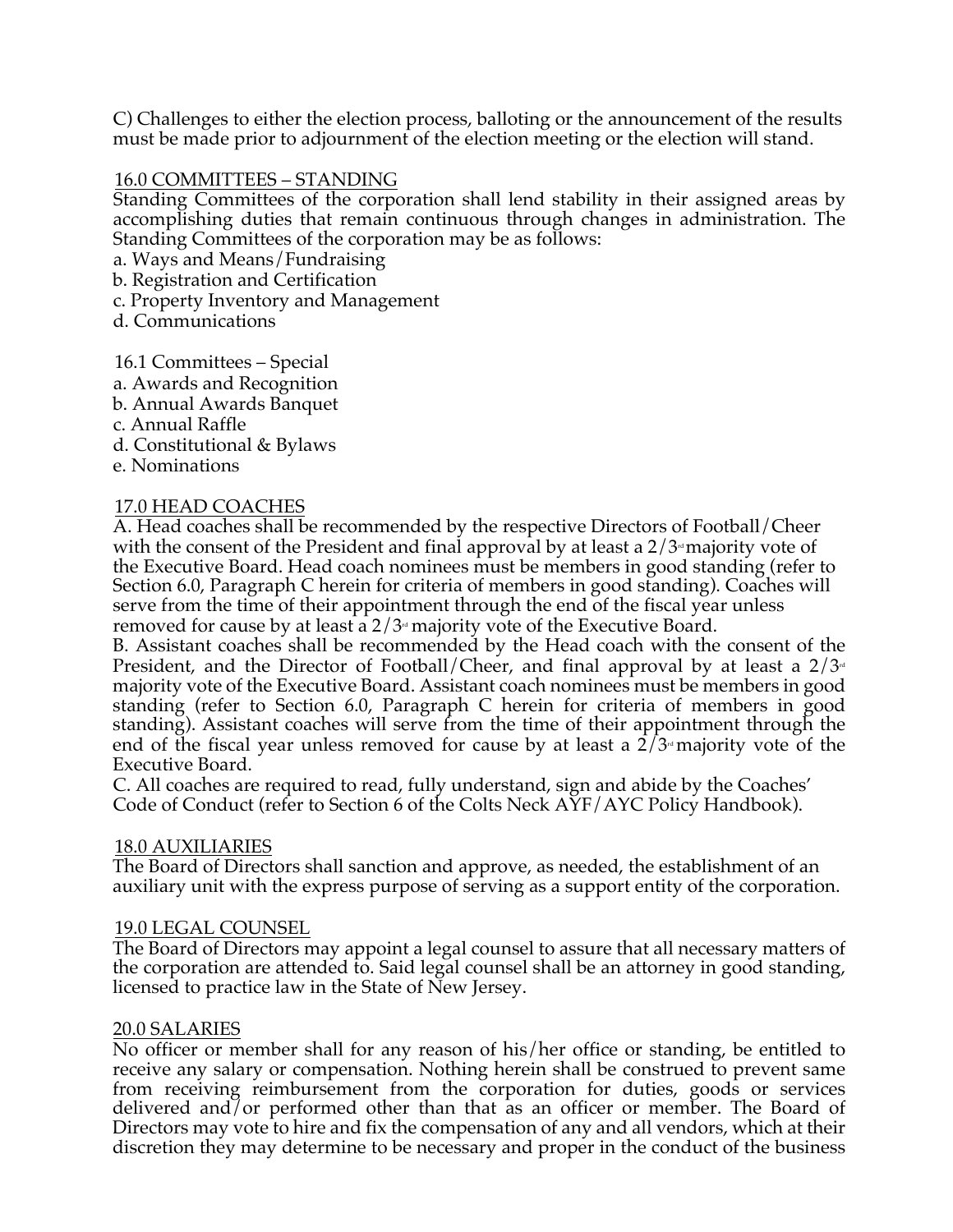C) Challenges to either the election process, balloting or the announcement of the results must be made prior to adjournment of the election meeting or the election will stand.

## 16.0 COMMITTEES – STANDING

Standing Committees of the corporation shall lend stability in their assigned areas by accomplishing duties that remain continuous through changes in administration. The Standing Committees of the corporation may be as follows:

a. Ways and Means/Fundraising
b. Registration and Certification
c. Property Inventory and Management
d. Communications

16.1 Committees – Special

a. Awards and Recognition
b. Annual Awards Banquet
c. Annual Raffle
d. Constitutional & Bylaws
e. Nominations

## 17.0 HEAD COACHES

A. Head coaches shall be recommended by the respective Directors of Football/Cheer with the consent of the President and final approval by at least a 2/3rd majority vote of the Executive Board. Head coach nominees must be members in good standing (refer to Section 6.0, Paragraph C herein for criteria of members in good standing). Coaches will serve from the time of their appointment through the end of the fiscal year unless removed for cause by at least a 2/3rd majority vote of the Executive Board.

B. Assistant coaches shall be recommended by the Head coach with the consent of the President, and the Director of Football/Cheer, and final approval by at least a 2/3rd majority vote of the Executive Board. Assistant coach nominees must be members in good standing (refer to Section 6.0, Paragraph C herein for criteria of members in good standing). Assistant coaches will serve from the time of their appointment through the end of the fiscal year unless removed for cause by at least a 2/3rd majority vote of the Executive Board.

C. All coaches are required to read, fully understand, sign and abide by the Coaches' Code of Conduct (refer to Section 6 of the Colts Neck AYF/AYC Policy Handbook).

## 18.0 AUXILIARIES

The Board of Directors shall sanction and approve, as needed, the establishment of an auxiliary unit with the express purpose of serving as a support entity of the corporation.

## 19.0 LEGAL COUNSEL

The Board of Directors may appoint a legal counsel to assure that all necessary matters of the corporation are attended to. Said legal counsel shall be an attorney in good standing, licensed to practice law in the State of New Jersey.

## 20.0 SALARIES

No officer or member shall for any reason of his/her office or standing, be entitled to receive any salary or compensation. Nothing herein shall be construed to prevent same from receiving reimbursement from the corporation for duties, goods or services delivered and/or performed other than that as an officer or member. The Board of Directors may vote to hire and fix the compensation of any and all vendors, which at their discretion they may determine to be necessary and proper in the conduct of the business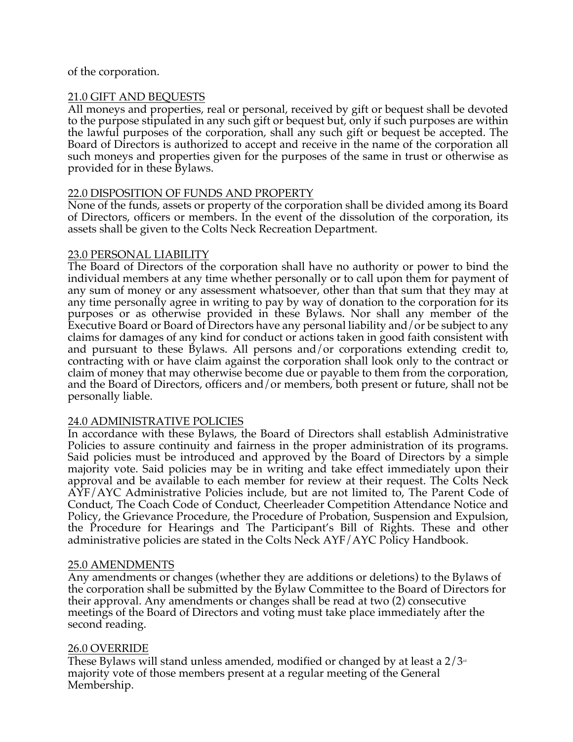of the corporation.

## 21.0 GIFT AND BEQUESTS

All moneys and properties, real or personal, received by gift or bequest shall be devoted to the purpose stipulated in any such gift or bequest but, only if such purposes are within the lawful purposes of the corporation, shall any such gift or bequest be accepted. The Board of Directors is authorized to accept and receive in the name of the corporation all such moneys and properties given for the purposes of the same in trust or otherwise as provided for in these Bylaws.

## 22.0 DISPOSITION OF FUNDS AND PROPERTY

None of the funds, assets or property of the corporation shall be divided among its Board of Directors, officers or members. In the event of the dissolution of the corporation, its assets shall be given to the Colts Neck Recreation Department.

## 23.0 PERSONAL LIABILITY

The Board of Directors of the corporation shall have no authority or power to bind the individual members at any time whether personally or to call upon them for payment of any sum of money or any assessment whatsoever, other than that sum that they may at any time personally agree in writing to pay by way of donation to the corporation for its purposes or as otherwise provided in these Bylaws. Nor shall any member of the Executive Board or Board of Directors have any personal liability and/or be subject to any claims for damages of any kind for conduct or actions taken in good faith consistent with and pursuant to these Bylaws. All persons and/or corporations extending credit to, contracting with or have claim against the corporation shall look only to the contract or claim of money that may otherwise become due or payable to them from the corporation, and the Board of Directors, officers and/or members, both present or future, shall not be personally liable.

## 24.0 ADMINISTRATIVE POLICIES

In accordance with these Bylaws, the Board of Directors shall establish Administrative Policies to assure continuity and fairness in the proper administration of its programs. Said policies must be introduced and approved by the Board of Directors by a simple majority vote. Said policies may be in writing and take effect immediately upon their approval and be available to each member for review at their request. The Colts Neck AYF/AYC Administrative Policies include, but are not limited to, The Parent Code of Conduct, The Coach Code of Conduct, Cheerleader Competition Attendance Notice and Policy, the Grievance Procedure, the Procedure of Probation, Suspension and Expulsion, the Procedure for Hearings and The Participant's Bill of Rights. These and other administrative policies are stated in the Colts Neck AYF/AYC Policy Handbook.

## 25.0 AMENDMENTS

Any amendments or changes (whether they are additions or deletions) to the Bylaws of the corporation shall be submitted by the Bylaw Committee to the Board of Directors for their approval. Any amendments or changes shall be read at two (2) consecutive meetings of the Board of Directors and voting must take place immediately after the second reading.

## 26.0 OVERRIDE

These Bylaws will stand unless amended, modified or changed by at least a 2/3rd majority vote of those members present at a regular meeting of the General Membership.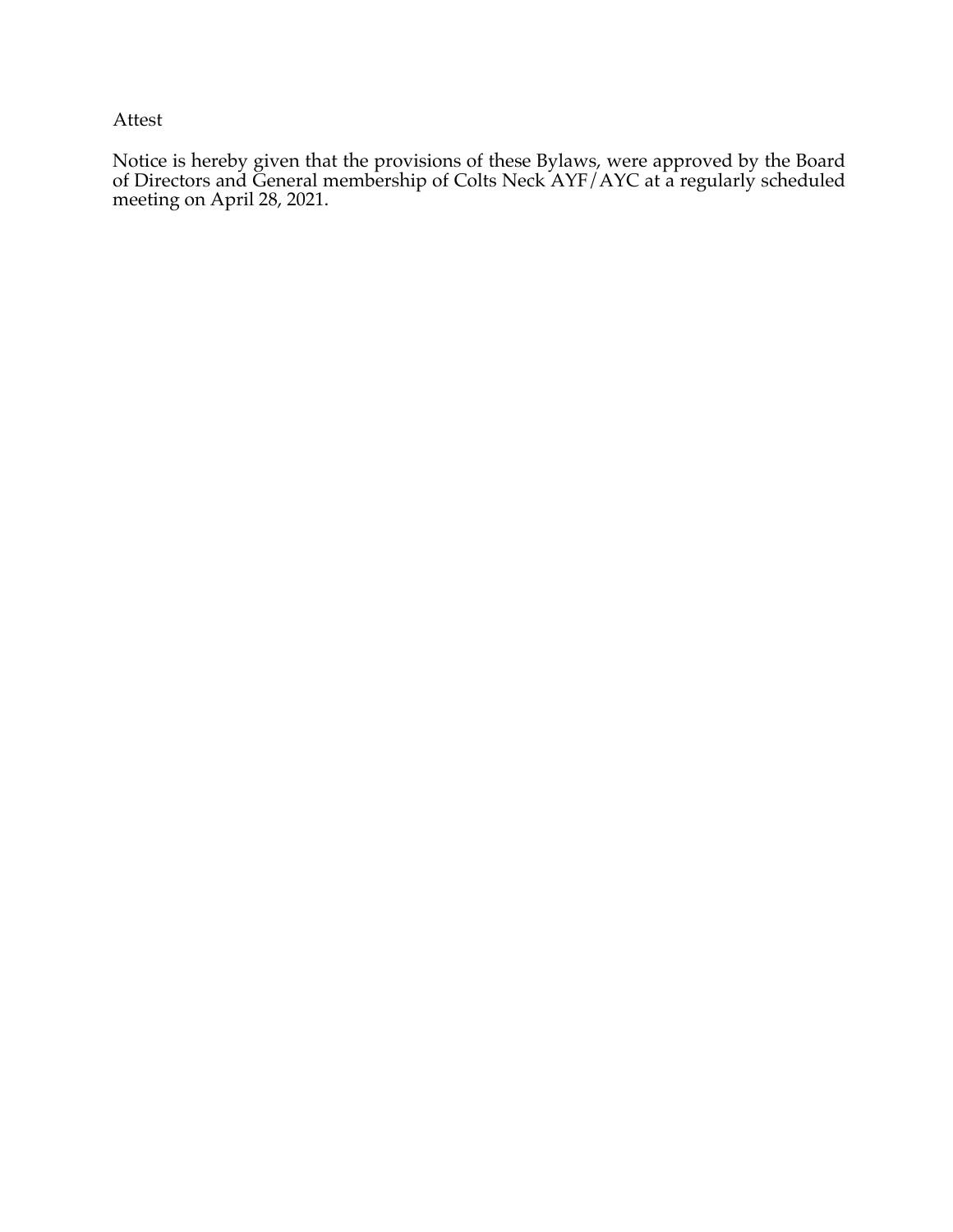Attest

Notice is hereby given that the provisions of these Bylaws, were approved by the Board of Directors and General membership of Colts Neck AYF/AYC at a regularly scheduled meeting on April 28, 2021.